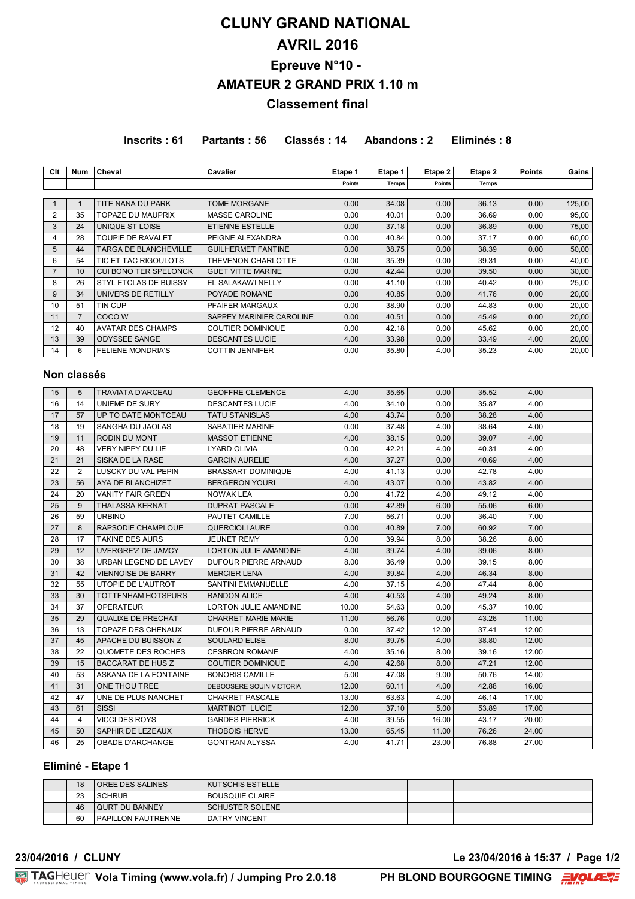# CLUNY GRAND NATIONAL

# AVRIL 2016

## Epreuve N°10 -

## AMATEUR 2 GRAND PRIX 1.10 m

## Classement final

**Inscrits : 61 Partants : 56 Classés : 14 Abandons : 2 Eliminés : 8**

| Clt | Num | Cheval | Cavalier | Etape 1 Points | Etape 1 Temps | Etape 2 Points | Etape 2 Temps | Points | Gains |
|---|---|---|---|---|---|---|---|---|---|
| 1 | 1 | TITE NANA DU PARK | TOME MORGANE | 0.00 | 34.08 | 0.00 | 36.13 | 0.00 | 125,00 |
| 2 | 35 | TOPAZE DU MAUPRIX | MASSE CAROLINE | 0.00 | 40.01 | 0.00 | 36.69 | 0.00 | 95,00 |
| 3 | 24 | UNIQUE ST LOISE | ETIENNE ESTELLE | 0.00 | 37.18 | 0.00 | 36.89 | 0.00 | 75,00 |
| 4 | 28 | TOUPIE DE RAVALET | PEIGNE ALEXANDRA | 0.00 | 40.84 | 0.00 | 37.17 | 0.00 | 60,00 |
| 5 | 44 | TARGA DE BLANCHEVILLE | GUILHERMET FANTINE | 0.00 | 38.75 | 0.00 | 38.39 | 0.00 | 50,00 |
| 6 | 54 | TIC ET TAC RIGOULOTS | THEVENON CHARLOTTE | 0.00 | 35.39 | 0.00 | 39.31 | 0.00 | 40,00 |
| 7 | 10 | CUI BONO TER SPELONCK | GUET VITTE MARINE | 0.00 | 42.44 | 0.00 | 39.50 | 0.00 | 30,00 |
| 8 | 26 | STYL ETCLAS DE BUISSY | EL SALAKAWI NELLY | 0.00 | 41.10 | 0.00 | 40.42 | 0.00 | 25,00 |
| 9 | 34 | UNIVERS DE RETILLY | POYADE ROMANE | 0.00 | 40.85 | 0.00 | 41.76 | 0.00 | 20,00 |
| 10 | 51 | TIN CUP | PFAIFER MARGAUX | 0.00 | 38.90 | 0.00 | 44.83 | 0.00 | 20,00 |
| 11 | 7 | COCO W | SAPPEY MARINIER CAROLINE | 0.00 | 40.51 | 0.00 | 45.49 | 0.00 | 20,00 |
| 12 | 40 | AVATAR DES CHAMPS | COUTIER DOMINIQUE | 0.00 | 42.18 | 0.00 | 45.62 | 0.00 | 20,00 |
| 13 | 39 | ODYSSEE SANGE | DESCANTES LUCIE | 4.00 | 33.98 | 0.00 | 33.49 | 4.00 | 20,00 |
| 14 | 6 | FELIENE MONDRIA'S | COTTIN JENNIFER | 0.00 | 35.80 | 4.00 | 35.23 | 4.00 | 20,00 |

### Non classés

| Clt | Num | Cheval | Cavalier | Etape 1 Points | Etape 1 Temps | Etape 2 Points | Etape 2 Temps | Points | Gains |
|---|---|---|---|---|---|---|---|---|---|
| 15 | 5 | TRAVIATA D'ARCEAU | GEOFFRE CLEMENCE | 4.00 | 35.65 | 0.00 | 35.52 | 4.00 | |
| 16 | 14 | UNIEME DE SURY | DESCANTES LUCIE | 4.00 | 34.10 | 0.00 | 35.87 | 4.00 | |
| 17 | 57 | UP TO DATE MONTCEAU | TATU STANISLAS | 4.00 | 43.74 | 0.00 | 38.28 | 4.00 | |
| 18 | 19 | SANGHA DU JAOLAS | SABATIER MARINE | 0.00 | 37.48 | 4.00 | 38.64 | 4.00 | |
| 19 | 11 | RODIN DU MONT | MASSOT ETIENNE | 4.00 | 38.15 | 0.00 | 39.07 | 4.00 | |
| 20 | 48 | VERY NIPPY DU LIE | LYARD OLIVIA | 0.00 | 42.21 | 4.00 | 40.31 | 4.00 | |
| 21 | 21 | SISKA DE LA RASE | GARCIN AURELIE | 4.00 | 37.27 | 0.00 | 40.69 | 4.00 | |
| 22 | 2 | LUSCKY DU VAL PEPIN | BRASSART DOMINIQUE | 4.00 | 41.13 | 0.00 | 42.78 | 4.00 | |
| 23 | 56 | AYA DE BLANCHIZET | BERGERON YOURI | 4.00 | 43.07 | 0.00 | 43.82 | 4.00 | |
| 24 | 20 | VANITY FAIR GREEN | NOWAK LEA | 0.00 | 41.72 | 4.00 | 49.12 | 4.00 | |
| 25 | 9 | THALASSA KERNAT | DUPRAT PASCALE | 0.00 | 42.89 | 6.00 | 55.06 | 6.00 | |
| 26 | 59 | URBINO | PAUTET CAMILLE | 7.00 | 56.71 | 0.00 | 36.40 | 7.00 | |
| 27 | 8 | RAPSODIE CHAMPLOUE | QUERCIOLI AURE | 0.00 | 40.89 | 7.00 | 60.92 | 7.00 | |
| 28 | 17 | TAKINE DES AURS | JEUNET REMY | 0.00 | 39.94 | 8.00 | 38.26 | 8.00 | |
| 29 | 12 | UVERGRE'Z DE JAMCY | LORTON JULIE AMANDINE | 4.00 | 39.74 | 4.00 | 39.06 | 8.00 | |
| 30 | 38 | URBAN LEGEND DE LAVEY | DUFOUR PIERRE ARNAUD | 8.00 | 36.49 | 0.00 | 39.15 | 8.00 | |
| 31 | 42 | VIENNOISE DE BARRY | MERCIER LENA | 4.00 | 39.84 | 4.00 | 46.34 | 8.00 | |
| 32 | 55 | UTOPIE DE L'AUTROT | SANTINI EMMANUELLE | 4.00 | 37.15 | 4.00 | 47.44 | 8.00 | |
| 33 | 30 | TOTTENHAM HOTSPURS | RANDON ALICE | 4.00 | 40.53 | 4.00 | 49.24 | 8.00 | |
| 34 | 37 | OPERATEUR | LORTON JULIE AMANDINE | 10.00 | 54.63 | 0.00 | 45.37 | 10.00 | |
| 35 | 29 | QUALIXE DE PRECHAT | CHARRET MARIE MARIE | 11.00 | 56.76 | 0.00 | 43.26 | 11.00 | |
| 36 | 13 | TOPAZE DES CHENAUX | DUFOUR PIERRE ARNAUD | 0.00 | 37.42 | 12.00 | 37.41 | 12.00 | |
| 37 | 45 | APACHE DU BUISSON Z | SOULARD ELISE | 8.00 | 39.75 | 4.00 | 38.80 | 12.00 | |
| 38 | 22 | QUOMETE DES ROCHES | CESBRON ROMANE | 4.00 | 35.16 | 8.00 | 39.16 | 12.00 | |
| 39 | 15 | BACCARAT DE HUS Z | COUTIER DOMINIQUE | 4.00 | 42.68 | 8.00 | 47.21 | 12.00 | |
| 40 | 53 | ASKANA DE LA FONTAINE | BONORIS CAMILLE | 5.00 | 47.08 | 9.00 | 50.76 | 14.00 | |
| 41 | 31 | ONE THOU TREE | DEBOOSERE SOUIN VICTORIA | 12.00 | 60.11 | 4.00 | 42.88 | 16.00 | |
| 42 | 47 | UNE DE PLUS NANCHET | CHARRET PASCALE | 13.00 | 63.63 | 4.00 | 46.14 | 17.00 | |
| 43 | 61 | SISSI | MARTINOT LUCIE | 12.00 | 37.10 | 5.00 | 53.89 | 17.00 | |
| 44 | 4 | VICCI DES ROYS | GARDES PIERRICK | 4.00 | 39.55 | 16.00 | 43.17 | 20.00 | |
| 45 | 50 | SAPHIR DE LEZEAUX | THOBOIS HERVE | 13.00 | 65.45 | 11.00 | 76.26 | 24.00 | |
| 46 | 25 | OBADE D'ARCHANGE | GONTRAN ALYSSA | 4.00 | 41.71 | 23.00 | 76.88 | 27.00 | |

### Eliminé - Etape 1

| Clt | Num | Cheval | Cavalier | Etape 1 Points | Etape 1 Temps | Etape 2 Points | Etape 2 Temps | Points | Gains |
|---|---|---|---|---|---|---|---|---|---|
| | 18 | OREE DES SALINES | KUTSCHIS ESTELLE | | | | | | |
| | 23 | SCHRUB | BOUSQUIE CLAIRE | | | | | | |
| | 46 | QURT DU BANNEY | SCHUSTER SOLENE | | | | | | |
| | 60 | PAPILLON FAUTRENNE | DATRY VINCENT | | | | | | |

**23/04/2016 / CLUNY** **Le 23/04/2016 à 15:37**

TAGHeuer **Vola Timing (www.vola.fr) / Jumping Pro 2.0.18** **PH BLOND BOURGOGNE TIMING**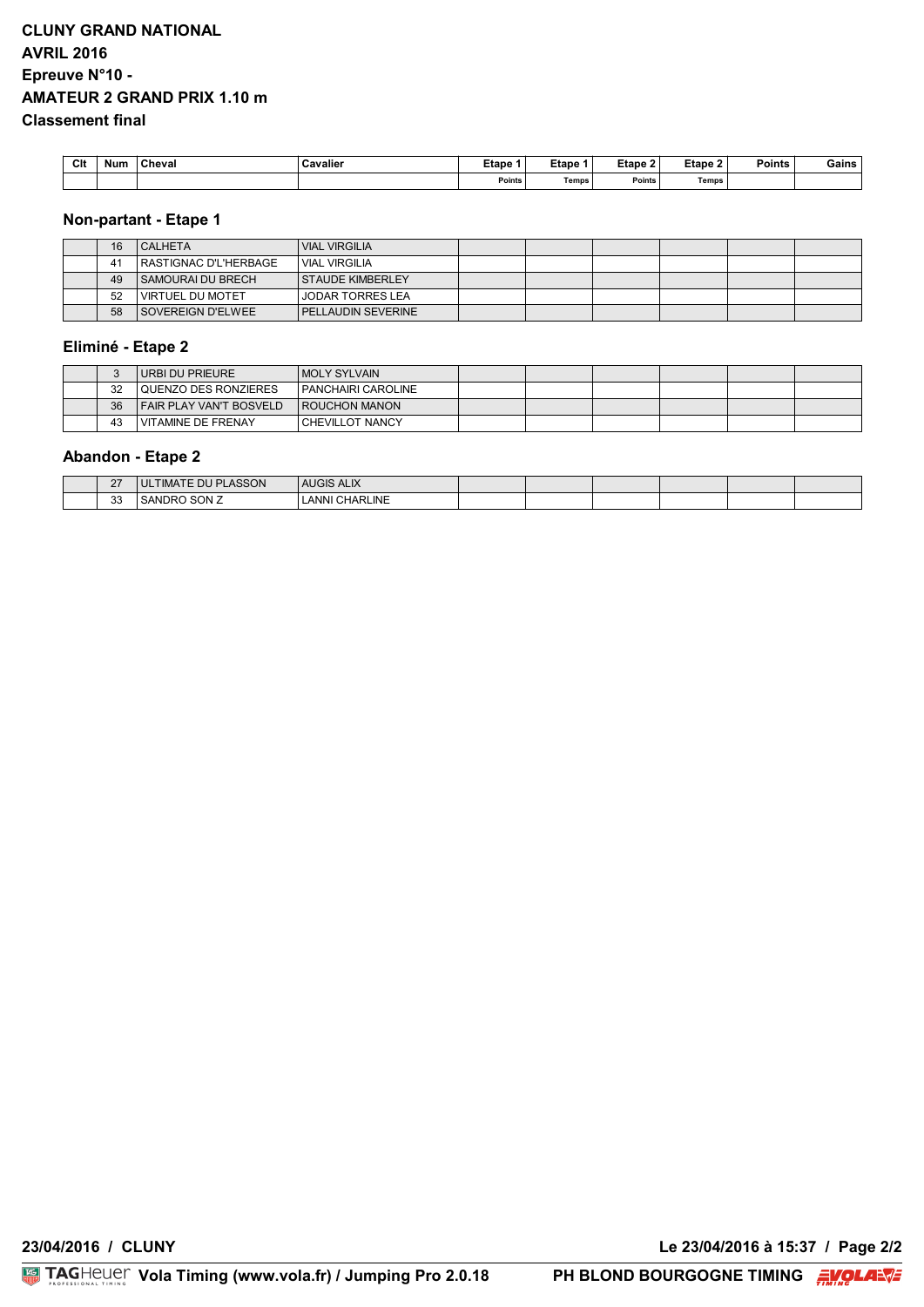**CLUNY GRAND NATIONAL**
**AVRIL 2016**
**Epreuve N°10 -**
**AMATEUR 2 GRAND PRIX 1.10 m**
**Classement final**

| Clt | Num | Cheval | Cavalier | Etape 1 Points | Etape 1 Temps | Etape 2 Points | Etape 2 Temps | Points | Gains |
|---|---|---|---|---|---|---|---|---|---|

## Non-partant - Etape 1

| | | | | | | | | | |
|---|---|---|---|---|---|---|---|---|---|
| | 16 | CALHETA | VIAL VIRGILIA | | | | | | |
| | 41 | RASTIGNAC D'L'HERBAGE | VIAL VIRGILIA | | | | | | |
| | 49 | SAMOURAI DU BRECH | STAUDE KIMBERLEY | | | | | | |
| | 52 | VIRTUEL DU MOTET | JODAR TORRES LEA | | | | | | |
| | 58 | SOVEREIGN D'ELWEE | PELLAUDIN SEVERINE | | | | | | |

## Eliminé - Etape 2

| | | | | | | | | | |
|---|---|---|---|---|---|---|---|---|---|
| | 3 | URBI DU PRIEURE | MOLY SYLVAIN | | | | | | |
| | 32 | QUENZO DES RONZIERES | PANCHAIRI CAROLINE | | | | | | |
| | 36 | FAIR PLAY VAN'T BOSVELD | ROUCHON MANON | | | | | | |
| | 43 | VITAMINE DE FRENAY | CHEVILLOT NANCY | | | | | | |

## Abandon - Etape 2

| | | | | | | | | | |
|---|---|---|---|---|---|---|---|---|---|
| | 27 | ULTIMATE DU PLASSON | AUGIS ALIX | | | | | | |
| | 33 | SANDRO SON Z | LANNI CHARLINE | | | | | | |